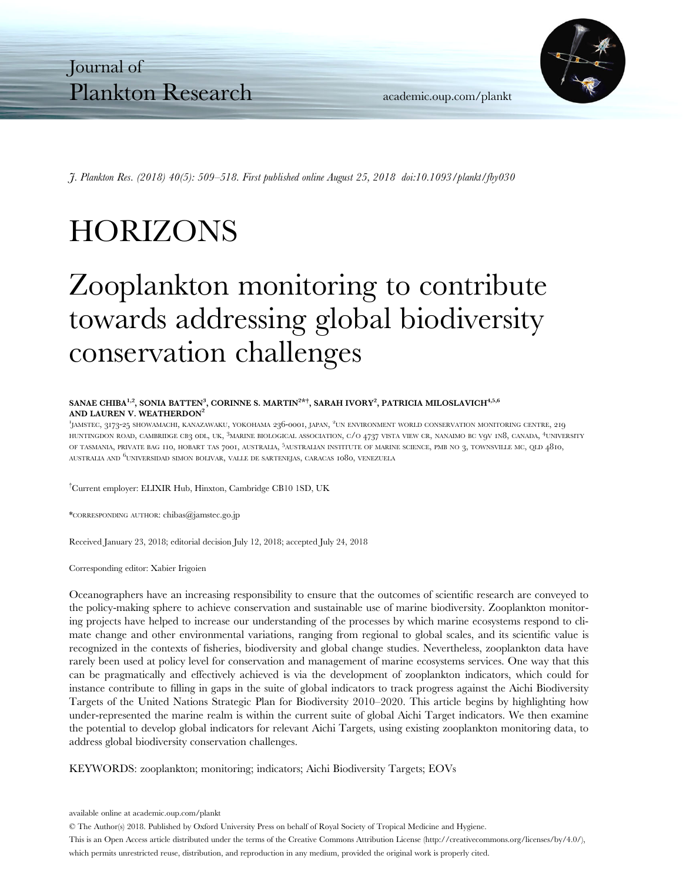# HORIZONS

# Zooplankton monitoring to contribute towards addressing global biodiversity conservation challenges

**SANAE CHIBA[1,2], SONIA BATTEN[3], CORINNE S. MARTIN[2*†], SARAH IVORY[2], PATRICIA MILOSLAVICH[4,5,6] AND LAUREN V. WEATHERDON[2]**

[1]JAMSTEC, 3173-25 SHOWAMACHI, KANAZAWAKU, YOKOHAMA 236-0001, JAPAN, [2]UN ENVIRONMENT WORLD CONSERVATION MONITORING CENTRE, 219 HUNTINGDON ROAD, CAMBRIDGE CB3 0DL, UK, [3]MARINE BIOLOGICAL ASSOCIATION, C/O 4737 VISTA VIEW CR, NANAIMO BC V9V 1N8, CANADA, [4]UNIVERSITY OF TASMANIA, PRIVATE BAG 110, HOBART TAS 7001, AUSTRALIA, [5]AUSTRALIAN INSTITUTE OF MARINE SCIENCE, PMB NO 3, TOWNSVILLE MC, QLD 4810, AUSTRALIA AND [6]UNIVERSIDAD SIMON BOLIVAR, VALLE DE SARTENEJAS, CARACAS 1080, VENEZUELA

†Current employer: ELIXIR Hub, Hinxton, Cambridge CB10 1SD, UK

*CORRESPONDING AUTHOR: chibas@jamstec.go.jp

Received January 23, 2018; editorial decision July 12, 2018; accepted July 24, 2018

Corresponding editor: Xabier Irigoien

Oceanographers have an increasing responsibility to ensure that the outcomes of scientific research are conveyed to the policy-making sphere to achieve conservation and sustainable use of marine biodiversity. Zooplankton monitoring projects have helped to increase our understanding of the processes by which marine ecosystems respond to climate change and other environmental variations, ranging from regional to global scales, and its scientific value is recognized in the contexts of fisheries, biodiversity and global change studies. Nevertheless, zooplankton data have rarely been used at policy level for conservation and management of marine ecosystems services. One way that this can be pragmatically and effectively achieved is via the development of zooplankton indicators, which could for instance contribute to filling in gaps in the suite of global indicators to track progress against the Aichi Biodiversity Targets of the United Nations Strategic Plan for Biodiversity 2010–2020. This article begins by highlighting how under-represented the marine realm is within the current suite of global Aichi Target indicators. We then examine the potential to develop global indicators for relevant Aichi Targets, using existing zooplankton monitoring data, to address global biodiversity conservation challenges.

KEYWORDS: zooplankton; monitoring; indicators; Aichi Biodiversity Targets; EOVs

available online at academic.oup.com/plankt

© The Author(s) 2018. Published by Oxford University Press on behalf of Royal Society of Tropical Medicine and Hygiene.

This is an Open Access article distributed under the terms of the Creative Commons Attribution License (http://creativecommons.org/licenses/by/4.0/), which permits unrestricted reuse, distribution, and reproduction in any medium, provided the original work is properly cited.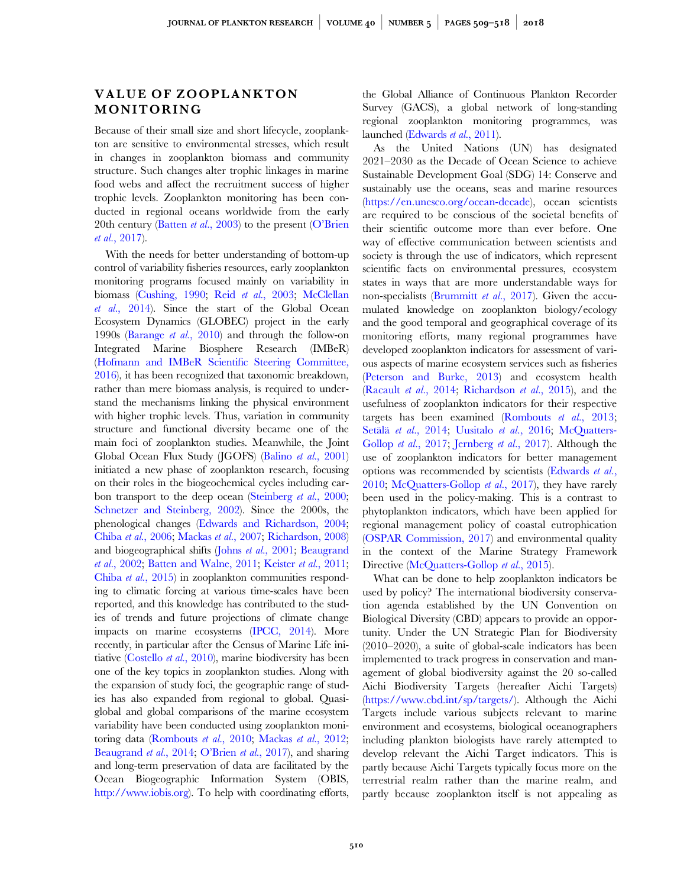## VALUE OF ZOOPLANKTON MONITORING

Because of their small size and short lifecycle, zooplankton are sensitive to environmental stresses, which result in changes in zooplankton biomass and community structure. Such changes alter trophic linkages in marine food webs and affect the recruitment success of higher trophic levels. Zooplankton monitoring has been conducted in regional oceans worldwide from the early 20th century (Batten *et al.*, 2003) to the present (O'Brien *et al.*, 2017).

With the needs for better understanding of bottom-up control of variability fisheries resources, early zooplankton monitoring programs focused mainly on variability in biomass (Cushing, 1990; Reid *et al.*, 2003; McClellan *et al.*, 2014). Since the start of the Global Ocean Ecosystem Dynamics (GLOBEC) project in the early 1990s (Barange *et al.*, 2010) and through the follow-on Integrated Marine Biosphere Research (IMBeR) (Hofmann and IMBeR Scientific Steering Committee, 2016), it has been recognized that taxonomic breakdown, rather than mere biomass analysis, is required to understand the mechanisms linking the physical environment with higher trophic levels. Thus, variation in community structure and functional diversity became one of the main foci of zooplankton studies. Meanwhile, the Joint Global Ocean Flux Study (JGOFS) (Balino *et al.*, 2001) initiated a new phase of zooplankton research, focusing on their roles in the biogeochemical cycles including carbon transport to the deep ocean (Steinberg *et al.*, 2000; Schnetzer and Steinberg, 2002). Since the 2000s, the phenological changes (Edwards and Richardson, 2004; Chiba *et al.*, 2006; Mackas *et al.*, 2007; Richardson, 2008) and biogeographical shifts (Johns *et al.*, 2001; Beaugrand *et al.*, 2002; Batten and Walne, 2011; Keister *et al.*, 2011; Chiba *et al.*, 2015) in zooplankton communities responding to climatic forcing at various time-scales have been reported, and this knowledge has contributed to the studies of trends and future projections of climate change impacts on marine ecosystems (IPCC, 2014). More recently, in particular after the Census of Marine Life initiative (Costello *et al.*, 2010), marine biodiversity has been one of the key topics in zooplankton studies. Along with the expansion of study foci, the geographic range of studies has also expanded from regional to global. Quasi-global and global comparisons of the marine ecosystem variability have been conducted using zooplankton monitoring data (Rombouts *et al.*, 2010; Mackas *et al.*, 2012; Beaugrand *et al.*, 2014; O'Brien *et al.*, 2017), and sharing and long-term preservation of data are facilitated by the Ocean Biogeographic Information System (OBIS, http://www.iobis.org). To help with coordinating efforts, the Global Alliance of Continuous Plankton Recorder Survey (GACS), a global network of long-standing regional zooplankton monitoring programmes, was launched (Edwards *et al.*, 2011).

As the United Nations (UN) has designated 2021–2030 as the Decade of Ocean Science to achieve Sustainable Development Goal (SDG) 14: Conserve and sustainably use the oceans, seas and marine resources (https://en.unesco.org/ocean-decade), ocean scientists are required to be conscious of the societal benefits of their scientific outcome more than ever before. One way of effective communication between scientists and society is through the use of indicators, which represent scientific facts on environmental pressures, ecosystem states in ways that are more understandable ways for non-specialists (Brummitt *et al.*, 2017). Given the accumulated knowledge on zooplankton biology/ecology and the good temporal and geographical coverage of its monitoring efforts, many regional programmes have developed zooplankton indicators for assessment of various aspects of marine ecosystem services such as fisheries (Peterson and Burke, 2013) and ecosystem health (Racault *et al.*, 2014; Richardson *et al.*, 2015), and the usefulness of zooplankton indicators for their respective targets has been examined (Rombouts *et al.*, 2013; Setälä *et al.*, 2014; Uusitalo *et al.*, 2016; McQuatters-Gollop *et al.*, 2017; Jernberg *et al.*, 2017). Although the use of zooplankton indicators for better management options was recommended by scientists (Edwards *et al.*, 2010; McQuatters-Gollop *et al.*, 2017), they have rarely been used in the policy-making. This is a contrast to phytoplankton indicators, which have been applied for regional management policy of coastal eutrophication (OSPAR Commission, 2017) and environmental quality in the context of the Marine Strategy Framework Directive (McQuatters-Gollop *et al.*, 2015).

What can be done to help zooplankton indicators be used by policy? The international biodiversity conservation agenda established by the UN Convention on Biological Diversity (CBD) appears to provide an opportunity. Under the UN Strategic Plan for Biodiversity (2010–2020), a suite of global-scale indicators has been implemented to track progress in conservation and management of global biodiversity against the 20 so-called Aichi Biodiversity Targets (hereafter Aichi Targets) (https://www.cbd.int/sp/targets/). Although the Aichi Targets include various subjects relevant to marine environment and ecosystems, biological oceanographers including plankton biologists have rarely attempted to develop relevant the Aichi Target indicators. This is partly because Aichi Targets typically focus more on the terrestrial realm rather than the marine realm, and partly because zooplankton itself is not appealing as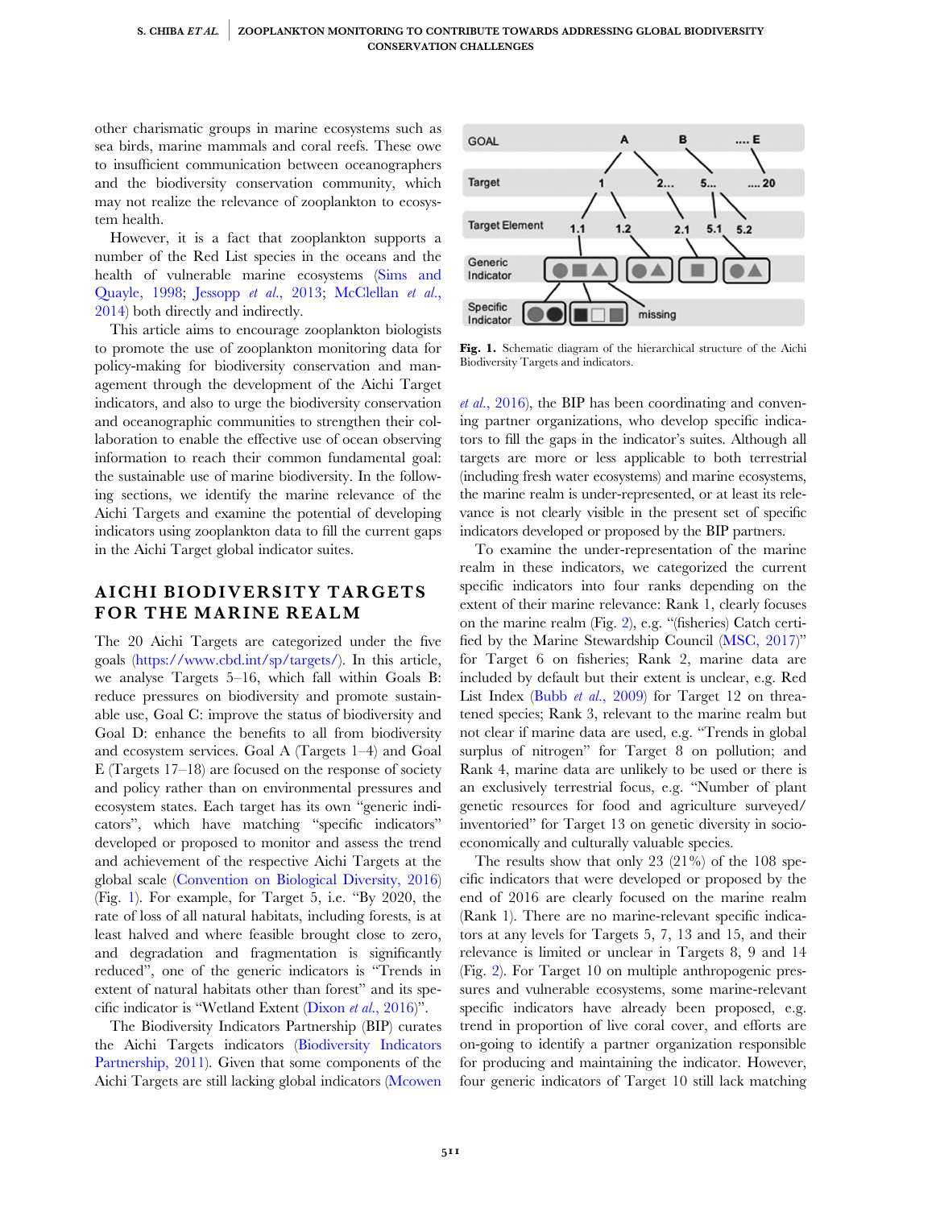other charismatic groups in marine ecosystems such as sea birds, marine mammals and coral reefs. These owe to insufficient communication between oceanographers and the biodiversity conservation community, which may not realize the relevance of zooplankton to ecosystem health.

However, it is a fact that zooplankton supports a number of the Red List species in the oceans and the health of vulnerable marine ecosystems (Sims and Quayle, 1998; Jessopp *et al.*, 2013; McClellan *et al.*, 2014) both directly and indirectly.

This article aims to encourage zooplankton biologists to promote the use of zooplankton monitoring data for policy-making for biodiversity conservation and management through the development of the Aichi Target indicators, and also to urge the biodiversity conservation and oceanographic communities to strengthen their collaboration to enable the effective use of ocean observing information to reach their common fundamental goal: the sustainable use of marine biodiversity. In the following sections, we identify the marine relevance of the Aichi Targets and examine the potential of developing indicators using zooplankton data to fill the current gaps in the Aichi Target global indicator suites.

## AICHI BIODIVERSITY TARGETS FOR THE MARINE REALM

The 20 Aichi Targets are categorized under the five goals (https://www.cbd.int/sp/targets/). In this article, we analyse Targets 5–16, which fall within Goals B: reduce pressures on biodiversity and promote sustainable use, Goal C: improve the status of biodiversity and Goal D: enhance the benefits to all from biodiversity and ecosystem services. Goal A (Targets 1–4) and Goal E (Targets 17–18) are focused on the response of society and policy rather than on environmental pressures and ecosystem states. Each target has its own "generic indicators", which have matching "specific indicators" developed or proposed to monitor and assess the trend and achievement of the respective Aichi Targets at the global scale (Convention on Biological Diversity, 2016) (Fig. 1). For example, for Target 5, i.e. "By 2020, the rate of loss of all natural habitats, including forests, is at least halved and where feasible brought close to zero, and degradation and fragmentation is significantly reduced", one of the generic indicators is "Trends in extent of natural habitats other than forest" and its specific indicator is "Wetland Extent (Dixon *et al.*, 2016)".

The Biodiversity Indicators Partnership (BIP) curates the Aichi Targets indicators (Biodiversity Indicators Partnership, 2011). Given that some components of the Aichi Targets are still lacking global indicators (Mcowen

**Fig. 1.** Schematic diagram of the hierarchical structure of the Aichi Biodiversity Targets and indicators.

*et al.*, 2016), the BIP has been coordinating and convening partner organizations, who develop specific indicators to fill the gaps in the indicator's suites. Although all targets are more or less applicable to both terrestrial (including fresh water ecosystems) and marine ecosystems, the marine realm is under-represented, or at least its relevance is not clearly visible in the present set of specific indicators developed or proposed by the BIP partners.

To examine the under-representation of the marine realm in these indicators, we categorized the current specific indicators into four ranks depending on the extent of their marine relevance: Rank 1, clearly focuses on the marine realm (Fig. 2), e.g. "(fisheries) Catch certified by the Marine Stewardship Council (MSC, 2017)" for Target 6 on fisheries; Rank 2, marine data are included by default but their extent is unclear, e.g. Red List Index (Bubb *et al.*, 2009) for Target 12 on threatened species; Rank 3, relevant to the marine realm but not clear if marine data are used, e.g. "Trends in global surplus of nitrogen" for Target 8 on pollution; and Rank 4, marine data are unlikely to be used or there is an exclusively terrestrial focus, e.g. "Number of plant genetic resources for food and agriculture surveyed/inventoried" for Target 13 on genetic diversity in socio-economically and culturally valuable species.

The results show that only 23 (21%) of the 108 specific indicators that were developed or proposed by the end of 2016 are clearly focused on the marine realm (Rank 1). There are no marine-relevant specific indicators at any levels for Targets 5, 7, 13 and 15, and their relevance is limited or unclear in Targets 8, 9 and 14 (Fig. 2). For Target 10 on multiple anthropogenic pressures and vulnerable ecosystems, some marine-relevant specific indicators have already been proposed, e.g. trend in proportion of live coral cover, and efforts are on-going to identify a partner organization responsible for producing and maintaining the indicator. However, four generic indicators of Target 10 still lack matching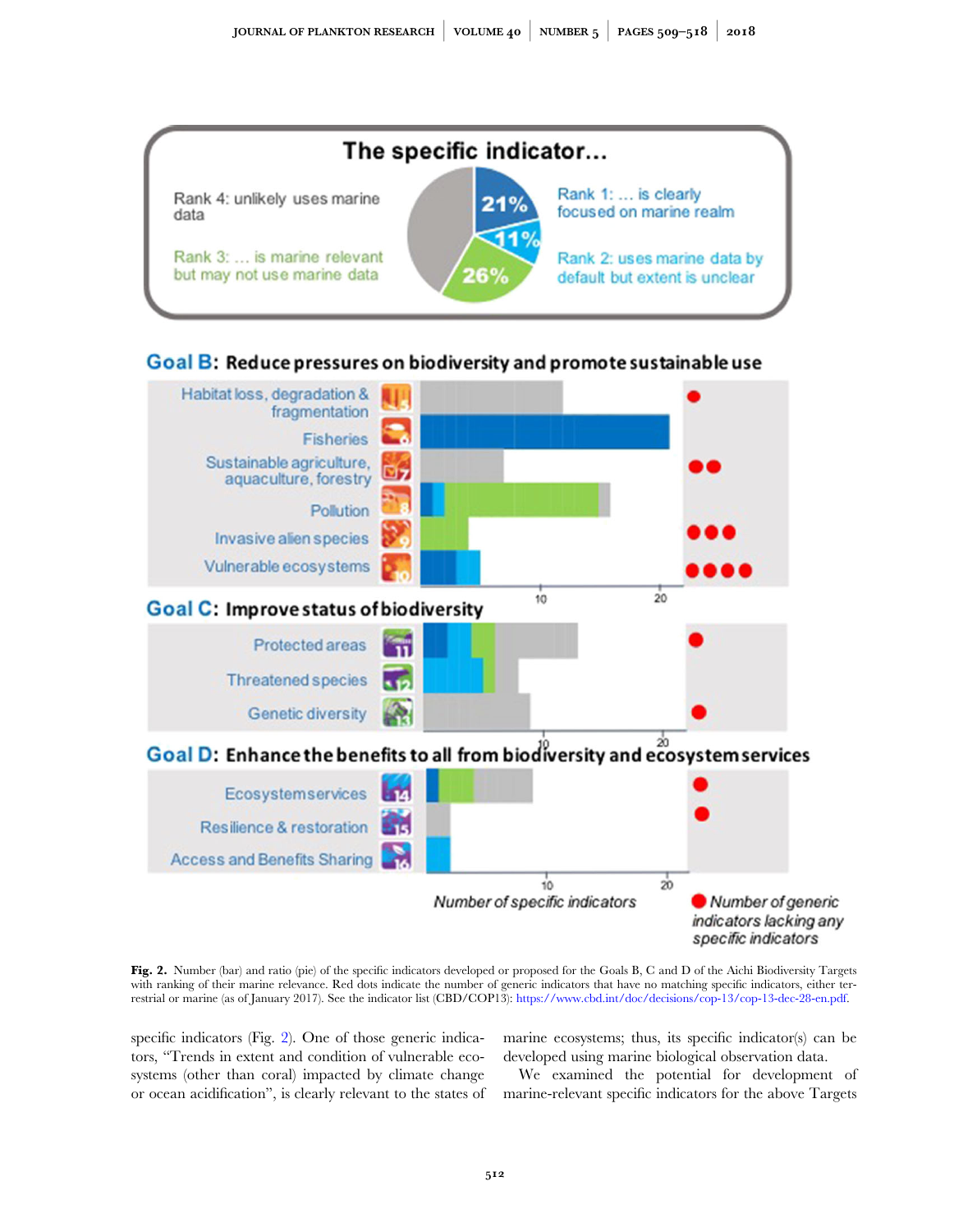**Fig. 2.** Number (bar) and ratio (pie) of the specific indicators developed or proposed for the Goals B, C and D of the Aichi Biodiversity Targets with ranking of their marine relevance. Red dots indicate the number of generic indicators that have no matching specific indicators, either terrestrial or marine (as of January 2017). See the indicator list (CBD/COP13): https://www.cbd.int/doc/decisions/cop-13/cop-13-dec-28-en.pdf.

specific indicators (Fig. 2). One of those generic indicators, "Trends in extent and condition of vulnerable ecosystems (other than coral) impacted by climate change or ocean acidification", is clearly relevant to the states of marine ecosystems; thus, its specific indicator(s) can be developed using marine biological observation data.

We examined the potential for development of marine-relevant specific indicators for the above Targets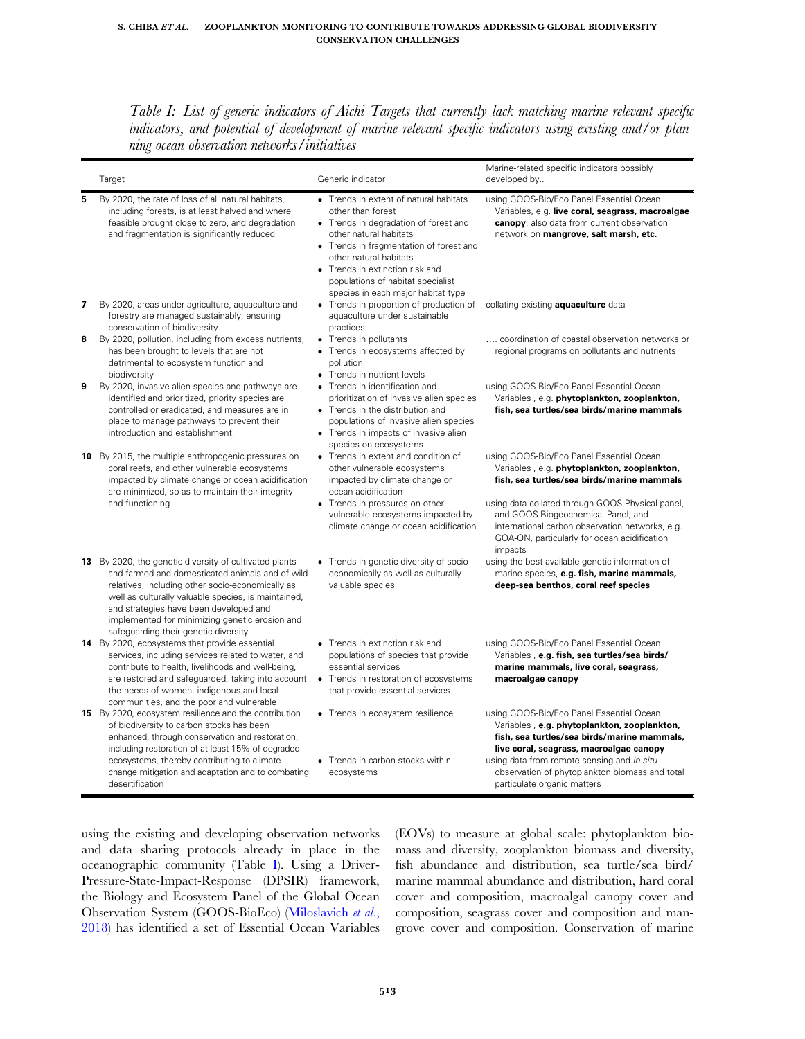*Table I: List of generic indicators of Aichi Targets that currently lack matching marine relevant specific indicators, and potential of development of marine relevant specific indicators using existing and/or planning ocean observation networks/initiatives*

| | Target | Generic indicator | Marine-related specific indicators possibly developed by.. |
|---|---|---|---|
| **5** | By 2020, the rate of loss of all natural habitats, including forests, is at least halved and where feasible brought close to zero, and degradation and fragmentation is significantly reduced | • Trends in extent of natural habitats other than forest<br>• Trends in degradation of forest and other natural habitats<br>• Trends in fragmentation of forest and other natural habitats<br>• Trends in extinction risk and populations of habitat specialist species in each major habitat type | using GOOS-Bio/Eco Panel Essential Ocean Variables, e.g. **live coral, seagrass, macroalgae canopy**, also data from current observation network on **mangrove, salt marsh, etc.** |
| **7** | By 2020, areas under agriculture, aquaculture and forestry are managed sustainably, ensuring conservation of biodiversity | • Trends in proportion of production of aquaculture under sustainable practices | collating existing **aquaculture** data |
| **8** | By 2020, pollution, including from excess nutrients, has been brought to levels that are not detrimental to ecosystem function and biodiversity | • Trends in pollutants<br>• Trends in ecosystems affected by pollution<br>• Trends in nutrient levels | .... coordination of coastal observation networks or regional programs on pollutants and nutrients |
| **9** | By 2020, invasive alien species and pathways are identified and prioritized, priority species are controlled or eradicated, and measures are in place to manage pathways to prevent their introduction and establishment. | • Trends in identification and prioritization of invasive alien species<br>• Trends in the distribution and populations of invasive alien species<br>• Trends in impacts of invasive alien species on ecosystems | using GOOS-Bio/Eco Panel Essential Ocean Variables , e.g. **phytoplankton, zooplankton, fish, sea turtles/sea birds/marine mammals** |
| **10** | By 2015, the multiple anthropogenic pressures on coral reefs, and other vulnerable ecosystems impacted by climate change or ocean acidification are minimized, so as to maintain their integrity and functioning | • Trends in extent and condition of other vulnerable ecosystems impacted by climate change or ocean acidification | using GOOS-Bio/Eco Panel Essential Ocean Variables , e.g. **phytoplankton, zooplankton, fish, sea turtles/sea birds/marine mammals** |
| | | • Trends in pressures on other vulnerable ecosystems impacted by climate change or ocean acidification | using data collated through GOOS-Physical panel, and GOOS-Biogeochemical Panel, and international carbon observation networks, e.g. GOA-ON, particularly for ocean acidification impacts |
| **13** | By 2020, the genetic diversity of cultivated plants and farmed and domesticated animals and of wild relatives, including other socio-economically as well as culturally valuable species, is maintained, and strategies have been developed and implemented for minimizing genetic erosion and safeguarding their genetic diversity | • Trends in genetic diversity of socio-economically as well as culturally valuable species | using the best available genetic information of marine species, **e.g. fish, marine mammals, deep-sea benthos, coral reef species** |
| **14** | By 2020, ecosystems that provide essential services, including services related to water, and contribute to health, livelihoods and well-being, are restored and safeguarded, taking into account the needs of women, indigenous and local communities, and the poor and vulnerable | • Trends in extinction risk and populations of species that provide essential services<br>• Trends in restoration of ecosystems that provide essential services | using GOOS-Bio/Eco Panel Essential Ocean Variables , **e.g. fish, sea turtles/sea birds/ marine mammals, live coral, seagrass, macroalgae canopy** |
| **15** | By 2020, ecosystem resilience and the contribution of biodiversity to carbon stocks has been enhanced, through conservation and restoration, including restoration of at least 15% of degraded ecosystems, thereby contributing to climate change mitigation and adaptation and to combating desertification | • Trends in ecosystem resilience | using GOOS-Bio/Eco Panel Essential Ocean Variables , **e.g. phytoplankton, zooplankton, fish, sea turtles/sea birds/marine mammals, live coral, seagrass, macroalgae canopy** |
| | | • Trends in carbon stocks within ecosystems | using data from remote-sensing and *in situ* observation of phytoplankton biomass and total particulate organic matters |

using the existing and developing observation networks and data sharing protocols already in place in the oceanographic community (Table I). Using a Driver-Pressure-State-Impact-Response (DPSIR) framework, the Biology and Ecosystem Panel of the Global Ocean Observation System (GOOS-BioEco) (Miloslavich *et al.*, 2018) has identified a set of Essential Ocean Variables (EOVs) to measure at global scale: phytoplankton biomass and diversity, zooplankton biomass and diversity, fish abundance and distribution, sea turtle/sea bird/ marine mammal abundance and distribution, hard coral cover and composition, macroalgal canopy cover and composition, seagrass cover and composition and mangrove cover and composition. Conservation of marine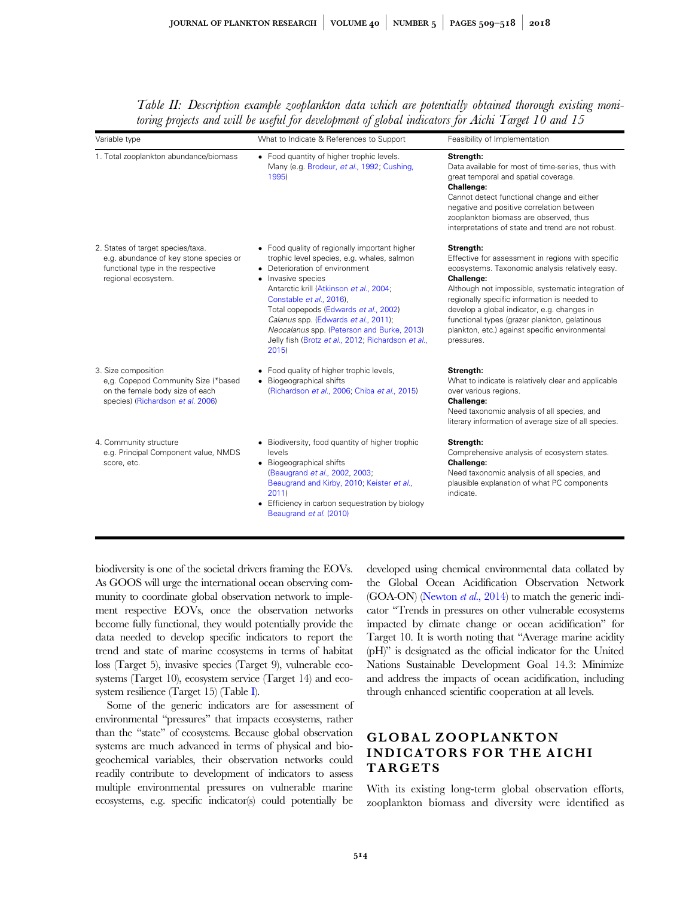*Table II: Description example zooplankton data which are potentially obtained thorough existing monitoring projects and will be useful for development of global indicators for Aichi Target 10 and 15*

| Variable type | What to Indicate & References to Support | Feasibility of Implementation |
|---|---|---|
| 1. Total zooplankton abundance/biomass | • Food quantity of higher trophic levels. Many (e.g. Brodeur, *et al.*, 1992; Cushing, 1995) | **Strength:** Data available for most of time-series, thus with great temporal and spatial coverage. **Challenge:** Cannot detect functional change and either negative and positive correlation between zooplankton biomass are observed, thus interpretations of state and trend are not robust. |
| 2. States of target species/taxa. e.g. abundance of key stone species or functional type in the respective regional ecosystem. | • Food quality of regionally important higher trophic level species, e.g. whales, salmon • Deterioration of environment • Invasive species Antarctic krill (Atkinson *et al.*, 2004; Constable *et al.*, 2016), Total copepods (Edwards *et al.*, 2002) *Calanus* spp. (Edwards *et al.*, 2011); *Neocalanus* spp. (Peterson and Burke, 2013) Jelly fish (Brotz *et al.*, 2012; Richardson *et al.*, 2015) | **Strength:** Effective for assessment in regions with specific ecosystems. Taxonomic analysis relatively easy. **Challenge:** Although not impossible, systematic integration of regionally specific information is needed to develop a global indicator, e.g. changes in functional types (grazer plankton, gelatinous plankton, etc.) against specific environmental pressures. |
| 3. Size composition e,g. Copepod Community Size (*based on the female body size of each species) (Richardson *et al.* 2006) | • Food quality of higher trophic levels, • Biogeographical shifts (Richardson *et al.*, 2006; Chiba *et al.*, 2015) | **Strength:** What to indicate is relatively clear and applicable over various regions. **Challenge:** Need taxonomic analysis of all species, and literary information of average size of all species. |
| 4. Community structure e.g. Principal Component value, NMDS score, etc. | • Biodiversity, food quantity of higher trophic levels • Biogeographical shifts (Beaugrand *et al.*, 2002, 2003; Beaugrand and Kirby, 2010; Keister *et al.*, 2011) • Efficiency in carbon sequestration by biology Beaugrand *et al.* (2010) | **Strength:** Comprehensive analysis of ecosystem states. **Challenge:** Need taxonomic analysis of all species, and plausible explanation of what PC components indicate. |

biodiversity is one of the societal drivers framing the EOVs. As GOOS will urge the international ocean observing community to coordinate global observation network to implement respective EOVs, once the observation networks become fully functional, they would potentially provide the data needed to develop specific indicators to report the trend and state of marine ecosystems in terms of habitat loss (Target 5), invasive species (Target 9), vulnerable ecosystems (Target 10), ecosystem service (Target 14) and ecosystem resilience (Target 15) (Table I).

Some of the generic indicators are for assessment of environmental "pressures" that impacts ecosystems, rather than the "state" of ecosystems. Because global observation systems are much advanced in terms of physical and biogeochemical variables, their observation networks could readily contribute to development of indicators to assess multiple environmental pressures on vulnerable marine ecosystems, e.g. specific indicator(s) could potentially be developed using chemical environmental data collated by the Global Ocean Acidification Observation Network (GOA-ON) (Newton *et al.*, 2014) to match the generic indicator "Trends in pressures on other vulnerable ecosystems impacted by climate change or ocean acidification" for Target 10. It is worth noting that "Average marine acidity (pH)" is designated as the official indicator for the United Nations Sustainable Development Goal 14.3: Minimize and address the impacts of ocean acidification, including through enhanced scientific cooperation at all levels.

## GLOBAL ZOOPLANKTON INDICATORS FOR THE AICHI TARGETS

With its existing long-term global observation efforts, zooplankton biomass and diversity were identified as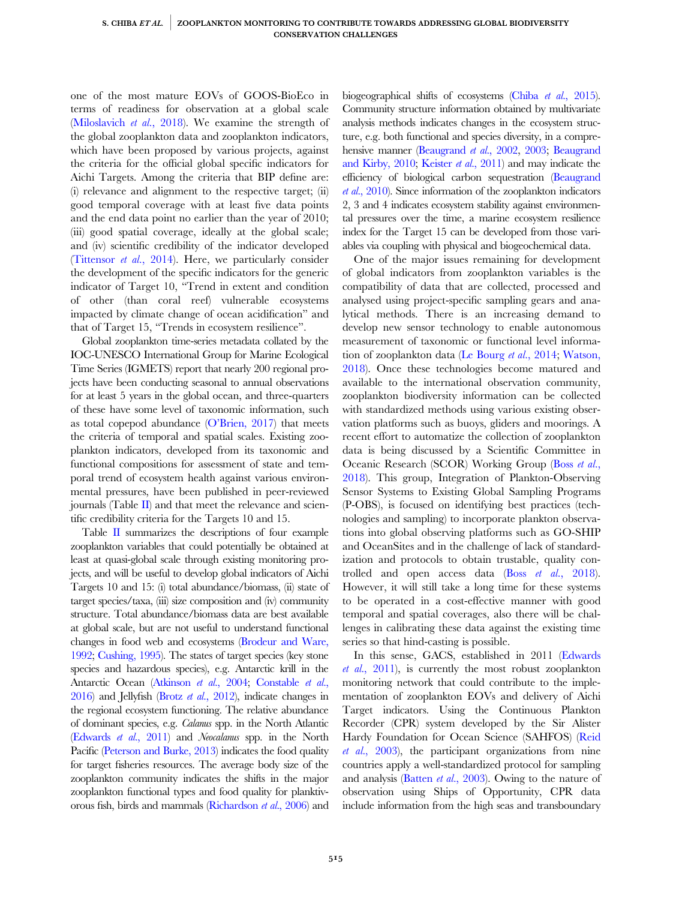one of the most mature EOVs of GOOS-BioEco in terms of readiness for observation at a global scale (Miloslavich *et al*., 2018). We examine the strength of the global zooplankton data and zooplankton indicators, which have been proposed by various projects, against the criteria for the official global specific indicators for Aichi Targets. Among the criteria that BIP define are: (i) relevance and alignment to the respective target; (ii) good temporal coverage with at least five data points and the end data point no earlier than the year of 2010; (iii) good spatial coverage, ideally at the global scale; and (iv) scientific credibility of the indicator developed (Tittensor *et al*., 2014). Here, we particularly consider the development of the specific indicators for the generic indicator of Target 10, "Trend in extent and condition of other (than coral reef) vulnerable ecosystems impacted by climate change of ocean acidification" and that of Target 15, "Trends in ecosystem resilience".

Global zooplankton time-series metadata collated by the IOC-UNESCO International Group for Marine Ecological Time Series (IGMETS) report that nearly 200 regional projects have been conducting seasonal to annual observations for at least 5 years in the global ocean, and three-quarters of these have some level of taxonomic information, such as total copepod abundance (O'Brien, 2017) that meets the criteria of temporal and spatial scales. Existing zooplankton indicators, developed from its taxonomic and functional compositions for assessment of state and temporal trend of ecosystem health against various environmental pressures, have been published in peer-reviewed journals (Table II) and that meet the relevance and scientific credibility criteria for the Targets 10 and 15.

Table II summarizes the descriptions of four example zooplankton variables that could potentially be obtained at least at quasi-global scale through existing monitoring projects, and will be useful to develop global indicators of Aichi Targets 10 and 15: (i) total abundance/biomass, (ii) state of target species/taxa, (iii) size composition and (iv) community structure. Total abundance/biomass data are best available at global scale, but are not useful to understand functional changes in food web and ecosystems (Brodeur and Ware, 1992; Cushing, 1995). The states of target species (key stone species and hazardous species), e.g. Antarctic krill in the Antarctic Ocean (Atkinson *et al*., 2004; Constable *et al*., 2016) and Jellyfish (Brotz *et al*., 2012), indicate changes in the regional ecosystem functioning. The relative abundance of dominant species, e.g. *Calanus* spp. in the North Atlantic (Edwards *et al*., 2011) and *Neocalanus* spp. in the North Pacific (Peterson and Burke, 2013) indicates the food quality for target fisheries resources. The average body size of the zooplankton community indicates the shifts in the major zooplankton functional types and food quality for planktivorous fish, birds and mammals (Richardson *et al*., 2006) and biogeographical shifts of ecosystems (Chiba *et al*., 2015). Community structure information obtained by multivariate analysis methods indicates changes in the ecosystem structure, e.g. both functional and species diversity, in a comprehensive manner (Beaugrand *et al*., 2002, 2003; Beaugrand and Kirby, 2010; Keister *et al*., 2011) and may indicate the efficiency of biological carbon sequestration (Beaugrand *et al*., 2010). Since information of the zooplankton indicators 2, 3 and 4 indicates ecosystem stability against environmental pressures over the time, a marine ecosystem resilience index for the Target 15 can be developed from those variables via coupling with physical and biogeochemical data.

One of the major issues remaining for development of global indicators from zooplankton variables is the compatibility of data that are collected, processed and analysed using project-specific sampling gears and analytical methods. There is an increasing demand to develop new sensor technology to enable autonomous measurement of taxonomic or functional level information of zooplankton data (Le Bourg *et al*., 2014; Watson, 2018). Once these technologies become matured and available to the international observation community, zooplankton biodiversity information can be collected with standardized methods using various existing observation platforms such as buoys, gliders and moorings. A recent effort to automatize the collection of zooplankton data is being discussed by a Scientific Committee in Oceanic Research (SCOR) Working Group (Boss *et al*., 2018). This group, Integration of Plankton-Observing Sensor Systems to Existing Global Sampling Programs (P-OBS), is focused on identifying best practices (technologies and sampling) to incorporate plankton observations into global observing platforms such as GO-SHIP and OceanSites and in the challenge of lack of standardization and protocols to obtain trustable, quality controlled and open access data (Boss *et al*., 2018). However, it will still take a long time for these systems to be operated in a cost-effective manner with good temporal and spatial coverages, also there will be challenges in calibrating these data against the existing time series so that hind-casting is possible.

In this sense, GACS, established in 2011 (Edwards *et al*., 2011), is currently the most robust zooplankton monitoring network that could contribute to the implementation of zooplankton EOVs and delivery of Aichi Target indicators. Using the Continuous Plankton Recorder (CPR) system developed by the Sir Alister Hardy Foundation for Ocean Science (SAHFOS) (Reid *et al*., 2003), the participant organizations from nine countries apply a well-standardized protocol for sampling and analysis (Batten *et al*., 2003). Owing to the nature of observation using Ships of Opportunity, CPR data include information from the high seas and transboundary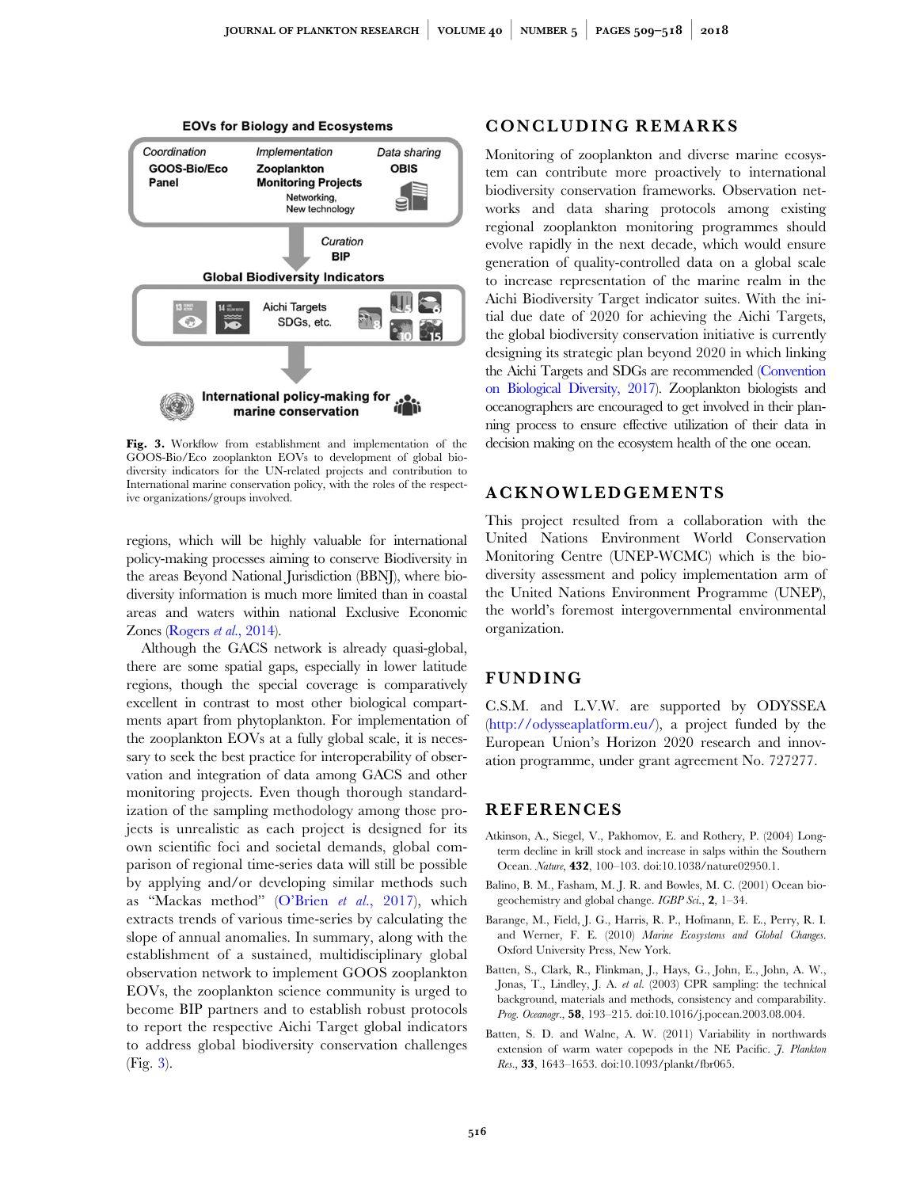EOVs for Biology and Ecosystems

Coordination
GOOS-Bio/Eco Panel

Implementation
Zooplankton Monitoring Projects
Networking, New technology

Data sharing
OBIS

Curation
BIP

Global Biodiversity Indicators

Aichi Targets
SDGs, etc.

International policy-making for marine conservation

**Fig. 3.** Workflow from establishment and implementation of the GOOS-Bio/Eco zooplankton EOVs to development of global biodiversity indicators for the UN-related projects and contribution to International marine conservation policy, with the roles of the respective organizations/groups involved.

regions, which will be highly valuable for international policy-making processes aiming to conserve Biodiversity in the areas Beyond National Jurisdiction (BBNJ), where biodiversity information is much more limited than in coastal areas and waters within national Exclusive Economic Zones (Rogers *et al.*, 2014).

Although the GACS network is already quasi-global, there are some spatial gaps, especially in lower latitude regions, though the special coverage is comparatively excellent in contrast to most other biological compartments apart from phytoplankton. For implementation of the zooplankton EOVs at a fully global scale, it is necessary to seek the best practice for interoperability of observation and integration of data among GACS and other monitoring projects. Even though thorough standardization of the sampling methodology among those projects is unrealistic as each project is designed for its own scientific foci and societal demands, global comparison of regional time-series data will still be possible by applying and/or developing similar methods such as "Mackas method" (O'Brien *et al.*, 2017), which extracts trends of various time-series by calculating the slope of annual anomalies. In summary, along with the establishment of a sustained, multidisciplinary global observation network to implement GOOS zooplankton EOVs, the zooplankton science community is urged to become BIP partners and to establish robust protocols to report the respective Aichi Target global indicators to address global biodiversity conservation challenges (Fig. 3).

## CONCLUDING REMARKS

Monitoring of zooplankton and diverse marine ecosystem can contribute more proactively to international biodiversity conservation frameworks. Observation networks and data sharing protocols among existing regional zooplankton monitoring programmes should evolve rapidly in the next decade, which would ensure generation of quality-controlled data on a global scale to increase representation of the marine realm in the Aichi Biodiversity Target indicator suites. With the initial due date of 2020 for achieving the Aichi Targets, the global biodiversity conservation initiative is currently designing its strategic plan beyond 2020 in which linking the Aichi Targets and SDGs are recommended (Convention on Biological Diversity, 2017). Zooplankton biologists and oceanographers are encouraged to get involved in their planning process to ensure effective utilization of their data in decision making on the ecosystem health of the one ocean.

## ACKNOWLEDGEMENTS

This project resulted from a collaboration with the United Nations Environment World Conservation Monitoring Centre (UNEP-WCMC) which is the biodiversity assessment and policy implementation arm of the United Nations Environment Programme (UNEP), the world's foremost intergovernmental environmental organization.

## FUNDING

C.S.M. and L.V.W. are supported by ODYSSEA (http://odysseaplatform.eu/), a project funded by the European Union's Horizon 2020 research and innovation programme, under grant agreement No. 727277.

## REFERENCES

Atkinson, A., Siegel, V., Pakhomov, E. and Rothery, P. (2004) Long-term decline in krill stock and increase in salps within the Southern Ocean. *Nature*, **432**, 100–103. doi:10.1038/nature02950.1.

Balino, B. M., Fasham, M. J. R. and Bowles, M. C. (2001) Ocean biogeochemistry and global change. *IGBP Sci.*, **2**, 1–34.

Barange, M., Field, J. G., Harris, R. P., Hofmann, E. E., Perry, R. I. and Werner, F. E. (2010) *Marine Ecosystems and Global Changes*. Oxford University Press, New York.

Batten, S., Clark, R., Flinkman, J., Hays, G., John, E., John, A. W., Jonas, T., Lindley, J. A. *et al.* (2003) CPR sampling: the technical background, materials and methods, consistency and comparability. *Prog. Oceanogr.*, **58**, 193–215. doi:10.1016/j.pocean.2003.08.004.

Batten, S. D. and Walne, A. W. (2011) Variability in northwards extension of warm water copepods in the NE Pacific. *J. Plankton Res.*, **33**, 1643–1653. doi:10.1093/plankt/fbr065.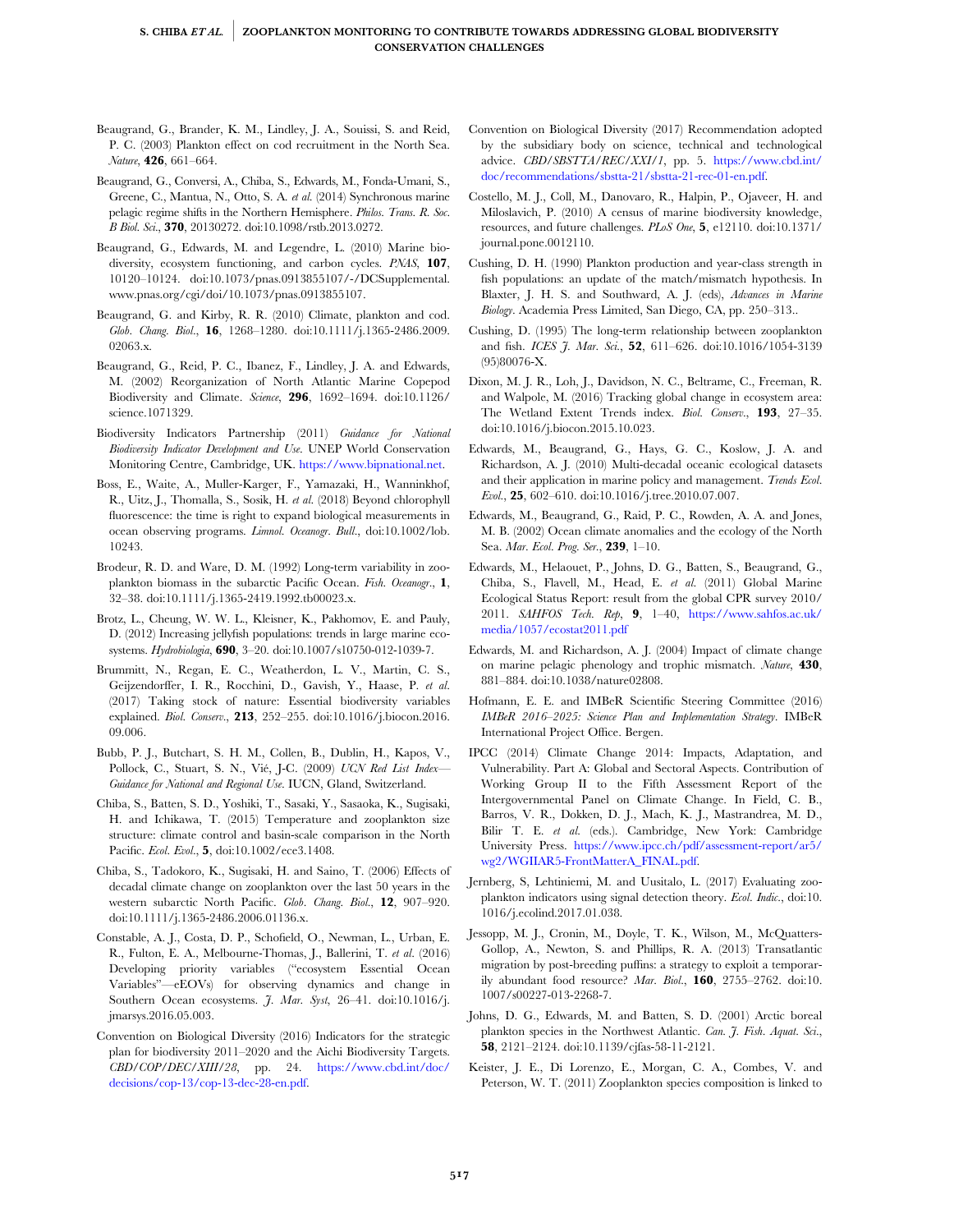Beaugrand, G., Brander, K. M., Lindley, J. A., Souissi, S. and Reid, P. C. (2003) Plankton effect on cod recruitment in the North Sea. *Nature*, **426**, 661–664.

Beaugrand, G., Conversi, A., Chiba, S., Edwards, M., Fonda-Umani, S., Greene, C., Mantua, N., Otto, S. A. *et al.* (2014) Synchronous marine pelagic regime shifts in the Northern Hemisphere. *Philos. Trans. R. Soc. B Biol. Sci.*, **370**, 20130272. doi:10.1098/rstb.2013.0272.

Beaugrand, G., Edwards, M. and Legendre, L. (2010) Marine biodiversity, ecosystem functioning, and carbon cycles. *PNAS*, **107**, 10120–10124. doi:10.1073/pnas.0913855107/-/DCSupplemental. www.pnas.org/cgi/doi/10.1073/pnas.0913855107.

Beaugrand, G. and Kirby, R. R. (2010) Climate, plankton and cod. *Glob. Chang. Biol.*, **16**, 1268–1280. doi:10.1111/j.1365-2486.2009.02063.x.

Beaugrand, G., Reid, P. C., Ibanez, F., Lindley, J. A. and Edwards, M. (2002) Reorganization of North Atlantic Marine Copepod Biodiversity and Climate. *Science*, **296**, 1692–1694. doi:10.1126/science.1071329.

Biodiversity Indicators Partnership (2011) *Guidance for National Biodiversity Indicator Development and Use*. UNEP World Conservation Monitoring Centre, Cambridge, UK. https://www.bipnational.net.

Boss, E., Waite, A., Muller-Karger, F., Yamazaki, H., Wanninkhof, R., Uitz, J., Thomalla, S., Sosik, H. *et al.* (2018) Beyond chlorophyll fluorescence: the time is right to expand biological measurements in ocean observing programs. *Limnol. Oceanogr. Bull.*, doi:10.1002/lob.10243.

Brodeur, R. D. and Ware, D. M. (1992) Long-term variability in zooplankton biomass in the subarctic Pacific Ocean. *Fish. Oceanogr.*, **1**, 32–38. doi:10.1111/j.1365-2419.1992.tb00023.x.

Brotz, L., Cheung, W. W. L., Kleisner, K., Pakhomov, E. and Pauly, D. (2012) Increasing jellyfish populations: trends in large marine ecosystems. *Hydrobiologia*, **690**, 3–20. doi:10.1007/s10750-012-1039-7.

Brummitt, N., Regan, E. C., Weatherdon, L. V., Martin, C. S., Geijzendorffer, I. R., Rocchini, D., Gavish, Y., Haase, P. *et al.* (2017) Taking stock of nature: Essential biodiversity variables explained. *Biol. Conserv.*, **213**, 252–255. doi:10.1016/j.biocon.2016.09.006.

Bubb, P. J., Butchart, S. H. M., Collen, B., Dublin, H., Kapos, V., Pollock, C., Stuart, S. N., Vié, J-C. (2009) *UCN Red List Index—Guidance for National and Regional Use*. IUCN, Gland, Switzerland.

Chiba, S., Batten, S. D., Yoshiki, T., Sasaki, Y., Sasaoka, K., Sugisaki, H. and Ichikawa, T. (2015) Temperature and zooplankton size structure: climate control and basin-scale comparison in the North Pacific. *Ecol. Evol.*, **5**, doi:10.1002/ece3.1408.

Chiba, S., Tadokoro, K., Sugisaki, H. and Saino, T. (2006) Effects of decadal climate change on zooplankton over the last 50 years in the western subarctic North Pacific. *Glob. Chang. Biol.*, **12**, 907–920. doi:10.1111/j.1365-2486.2006.01136.x.

Constable, A. J., Costa, D. P., Schofield, O., Newman, L., Urban, E. R., Fulton, E. A., Melbourne-Thomas, J., Ballerini, T. *et al.* (2016) Developing priority variables ("ecosystem Essential Ocean Variables"—eEOVs) for observing dynamics and change in Southern Ocean ecosystems. *J. Mar. Syst*, 26–41. doi:10.1016/j.jmarsys.2016.05.003.

Convention on Biological Diversity (2016) Indicators for the strategic plan for biodiversity 2011–2020 and the Aichi Biodiversity Targets. *CBD/COP/DEC/XIII/28*, pp. 24. https://www.cbd.int/doc/decisions/cop-13/cop-13-dec-28-en.pdf.

Convention on Biological Diversity (2017) Recommendation adopted by the subsidiary body on science, technical and technological advice. *CBD/SBSTTA/REC/XXI/1*, pp. 5. https://www.cbd.int/doc/recommendations/sbstta-21/sbstta-21-rec-01-en.pdf.

Costello, M. J., Coll, M., Danovaro, R., Halpin, P., Ojaveer, H. and Miloslavich, P. (2010) A census of marine biodiversity knowledge, resources, and future challenges. *PLoS One*, **5**, e12110. doi:10.1371/journal.pone.0012110.

Cushing, D. H. (1990) Plankton production and year-class strength in fish populations: an update of the match/mismatch hypothesis. In Blaxter, J. H. S. and Southward, A. J. (eds), *Advances in Marine Biology*. Academia Press Limited, San Diego, CA, pp. 250–313..

Cushing, D. (1995) The long-term relationship between zooplankton and fish. *ICES J. Mar. Sci.*, **52**, 611–626. doi:10.1016/1054-3139(95)80076-X.

Dixon, M. J. R., Loh, J., Davidson, N. C., Beltrame, C., Freeman, R. and Walpole, M. (2016) Tracking global change in ecosystem area: The Wetland Extent Trends index. *Biol. Conserv.*, **193**, 27–35. doi:10.1016/j.biocon.2015.10.023.

Edwards, M., Beaugrand, G., Hays, G. C., Koslow, J. A. and Richardson, A. J. (2010) Multi-decadal oceanic ecological datasets and their application in marine policy and management. *Trends Ecol. Evol.*, **25**, 602–610. doi:10.1016/j.tree.2010.07.007.

Edwards, M., Beaugrand, G., Raid, P. C., Rowden, A. A. and Jones, M. B. (2002) Ocean climate anomalies and the ecology of the North Sea. *Mar. Ecol. Prog. Ser.*, **239**, 1–10.

Edwards, M., Helaouet, P., Johns, D. G., Batten, S., Beaugrand, G., Chiba, S., Flavell, M., Head, E. *et al.* (2011) Global Marine Ecological Status Report: result from the global CPR survey 2010/2011. *SAHFOS Tech. Rep*, **9**, 1–40, https://www.sahfos.ac.uk/media/1057/ecostat2011.pdf

Edwards, M. and Richardson, A. J. (2004) Impact of climate change on marine pelagic phenology and trophic mismatch. *Nature*, **430**, 881–884. doi:10.1038/nature02808.

Hofmann, E. E. and IMBeR Scientific Steering Committee (2016) *IMBeR 2016–2025: Science Plan and Implementation Strategy*. IMBeR International Project Office. Bergen.

IPCC (2014) Climate Change 2014: Impacts, Adaptation, and Vulnerability. Part A: Global and Sectoral Aspects. Contribution of Working Group II to the Fifth Assessment Report of the Intergovernmental Panel on Climate Change. In Field, C. B., Barros, V. R., Dokken, D. J., Mach, K. J., Mastrandrea, M. D., Bilir T. E. *et al.* (eds.). Cambridge, New York: Cambridge University Press. https://www.ipcc.ch/pdf/assessment-report/ar5/wg2/WGIIAR5-FrontMatterA_FINAL.pdf.

Jernberg, S, Lehtiniemi, M. and Uusitalo, L. (2017) Evaluating zooplankton indicators using signal detection theory. *Ecol. Indic.*, doi:10.1016/j.ecolind.2017.01.038.

Jessopp, M. J., Cronin, M., Doyle, T. K., Wilson, M., McQuatters-Gollop, A., Newton, S. and Phillips, R. A. (2013) Transatlantic migration by post-breeding puffins: a strategy to exploit a temporarily abundant food resource? *Mar. Biol.*, **160**, 2755–2762. doi:10.1007/s00227-013-2268-7.

Johns, D. G., Edwards, M. and Batten, S. D. (2001) Arctic boreal plankton species in the Northwest Atlantic. *Can. J. Fish. Aquat. Sci.*, **58**, 2121–2124. doi:10.1139/cjfas-58-11-2121.

Keister, J. E., Di Lorenzo, E., Morgan, C. A., Combes, V. and Peterson, W. T. (2011) Zooplankton species composition is linked to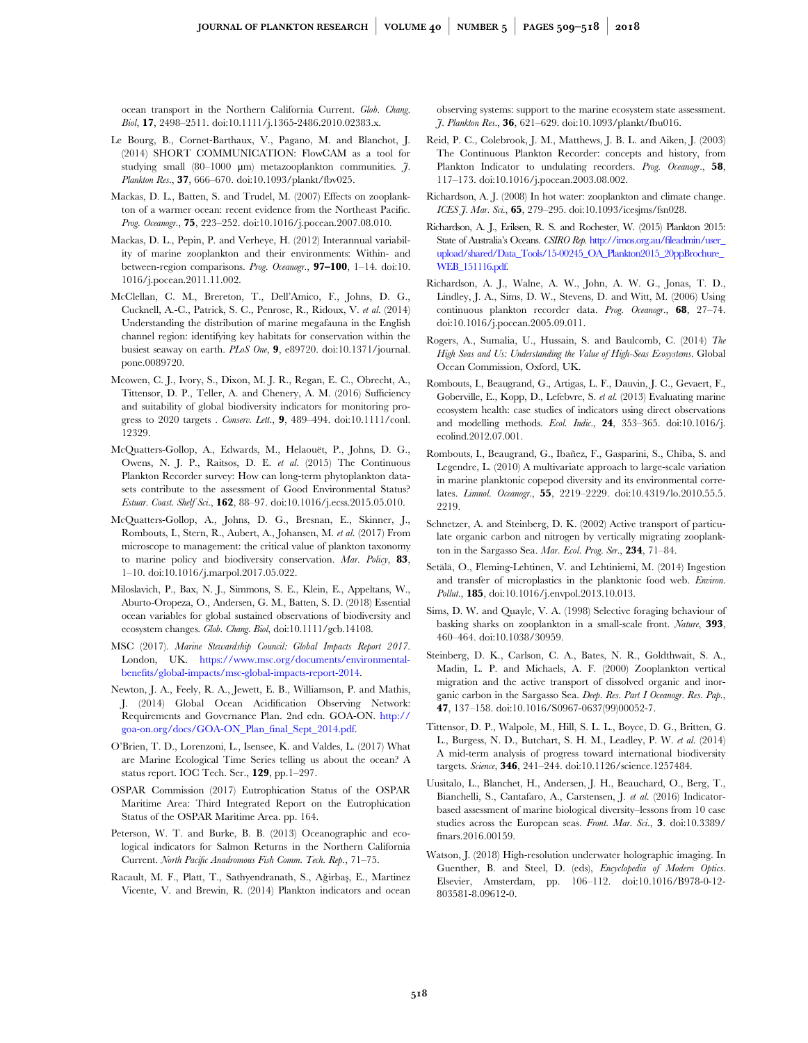ocean transport in the Northern California Current. *Glob. Chang. Biol*, **17**, 2498–2511. doi:10.1111/j.1365-2486.2010.02383.x.

Le Bourg, B., Cornet-Barthaux, V., Pagano, M. and Blanchot, J. (2014) SHORT COMMUNICATION: FlowCAM as a tool for studying small (80–1000 μm) metazooplankton communities. *J. Plankton Res.*, **37**, 666–670. doi:10.1093/plankt/fbv025.

Mackas, D. L., Batten, S. and Trudel, M. (2007) Effects on zooplankton of a warmer ocean: recent evidence from the Northeast Pacific. *Prog. Oceanogr.*, **75**, 223–252. doi:10.1016/j.pocean.2007.08.010.

Mackas, D. L., Pepin, P. and Verheye, H. (2012) Interannual variability of marine zooplankton and their environments: Within- and between-region comparisons. *Prog. Oceanogr.*, **97–100**, 1–14. doi:10.1016/j.pocean.2011.11.002.

McClellan, C. M., Brereton, T., Dell'Amico, F., Johns, D. G., Cucknell, A.-C., Patrick, S. C., Penrose, R., Ridoux, V. *et al.* (2014) Understanding the distribution of marine megafauna in the English channel region: identifying key habitats for conservation within the busiest seaway on earth. *PLoS One*, **9**, e89720. doi:10.1371/journal.pone.0089720.

Mcowen, C. J., Ivory, S., Dixon, M. J. R., Regan, E. C., Obrecht, A., Tittensor, D. P., Teller, A. and Chenery, A. M. (2016) Sufficiency and suitability of global biodiversity indicators for monitoring progress to 2020 targets . *Conserv. Lett.*, **9**, 489–494. doi:10.1111/conl.12329.

McQuatters-Gollop, A., Edwards, M., Helaouët, P., Johns, D. G., Owens, N. J. P., Raitsos, D. E. *et al.* (2015) The Continuous Plankton Recorder survey: How can long-term phytoplankton datasets contribute to the assessment of Good Environmental Status? *Estuar. Coast. Shelf Sci.*, **162**, 88–97. doi:10.1016/j.ecss.2015.05.010.

McQuatters-Gollop, A., Johns, D. G., Bresnan, E., Skinner, J., Rombouts, I., Stern, R., Aubert, A., Johansen, M. *et al.* (2017) From microscope to management: the critical value of plankton taxonomy to marine policy and biodiversity conservation. *Mar. Policy*, **83**, 1–10. doi:10.1016/j.marpol.2017.05.022.

Miloslavich, P., Bax, N. J., Simmons, S. E., Klein, E., Appeltans, W., Aburto-Oropeza, O., Andersen, G. M., Batten, S. D. (2018) Essential ocean variables for global sustained observations of biodiversity and ecosystem changes. *Glob. Chang. Biol*, doi:10.1111/gcb.14108.

MSC (2017). *Marine Stewardship Council: Global Impacts Report 2017*. London, UK. https://www.msc.org/documents/environmental-benefits/global-impacts/msc-global-impacts-report-2014.

Newton, J. A., Feely, R. A., Jewett, E. B., Williamson, P. and Mathis, J. (2014) Global Ocean Acidification Observing Network: Requirements and Governance Plan. 2nd edn. GOA-ON. http://goa-on.org/docs/GOA-ON_Plan_final_Sept_2014.pdf.

O'Brien, T. D., Lorenzoni, L., Isensee, K. and Valdes, L. (2017) What are Marine Ecological Time Series telling us about the ocean? A status report. IOC Tech. Ser., **129**, pp.1–297.

OSPAR Commission (2017) Eutrophication Status of the OSPAR Maritime Area: Third Integrated Report on the Eutrophication Status of the OSPAR Maritime Area. pp. 164.

Peterson, W. T. and Burke, B. B. (2013) Oceanographic and ecological indicators for Salmon Returns in the Northern California Current. *North Pacific Anadromous Fish Comm. Tech. Rep.*, 71–75.

Racault, M. F., Platt, T., Sathyendranath, S., Ağirbaş, E., Martinez Vicente, V. and Brewin, R. (2014) Plankton indicators and ocean observing systems: support to the marine ecosystem state assessment. *J. Plankton Res.*, **36**, 621–629. doi:10.1093/plankt/fbu016.

Reid, P. C., Colebrook, J. M., Matthews, J. B. L. and Aiken, J. (2003) The Continuous Plankton Recorder: concepts and history, from Plankton Indicator to undulating recorders. *Prog. Oceanogr.*, **58**, 117–173. doi:10.1016/j.pocean.2003.08.002.

Richardson, A. J. (2008) In hot water: zooplankton and climate change. *ICES J. Mar. Sci.*, **65**, 279–295. doi:10.1093/icesjms/fsn028.

Richardson, A. J., Eriksen, R. S. and Rochester, W. (2015) Plankton 2015: State of Australia's Oceans. *CSIRO Rep.* http://imos.org.au/fileadmin/user_upload/shared/Data_Tools/15-00245_OA_Plankton2015_20ppBrochure_WEB_151116.pdf.

Richardson, A. J., Walne, A. W., John, A. W. G., Jonas, T. D., Lindley, J. A., Sims, D. W., Stevens, D. and Witt, M. (2006) Using continuous plankton recorder data. *Prog. Oceanogr.*, **68**, 27–74. doi:10.1016/j.pocean.2005.09.011.

Rogers, A., Sumalia, U., Hussain, S. and Baulcomb, C. (2014) *The High Seas and Us: Understanding the Value of High-Seas Ecosystems*. Global Ocean Commission, Oxford, UK.

Rombouts, I., Beaugrand, G., Artigas, L. F., Dauvin, J. C., Gevaert, F., Goberville, E., Kopp, D., Lefebvre, S. *et al.* (2013) Evaluating marine ecosystem health: case studies of indicators using direct observations and modelling methods. *Ecol. Indic.*, **24**, 353–365. doi:10.1016/j.ecolind.2012.07.001.

Rombouts, I., Beaugrand, G., Ibañez, F., Gasparini, S., Chiba, S. and Legendre, L. (2010) A multivariate approach to large-scale variation in marine planktonic copepod diversity and its environmental correlates. *Limnol. Oceanogr.*, **55**, 2219–2229. doi:10.4319/lo.2010.55.5.2219.

Schnetzer, A. and Steinberg, D. K. (2002) Active transport of particulate organic carbon and nitrogen by vertically migrating zooplankton in the Sargasso Sea. *Mar. Ecol. Prog. Ser.*, **234**, 71–84.

Setälä, O., Fleming-Lehtinen, V. and Lehtiniemi, M. (2014) Ingestion and transfer of microplastics in the planktonic food web. *Environ. Pollut.*, **185**, doi:10.1016/j.envpol.2013.10.013.

Sims, D. W. and Quayle, V. A. (1998) Selective foraging behaviour of basking sharks on zooplankton in a small-scale front. *Nature*, **393**, 460–464. doi:10.1038/30959.

Steinberg, D. K., Carlson, C. A., Bates, N. R., Goldthwait, S. A., Madin, L. P. and Michaels, A. F. (2000) Zooplankton vertical migration and the active transport of dissolved organic and inorganic carbon in the Sargasso Sea. *Deep. Res. Part I Oceanogr. Res. Pap.*, **47**, 137–158. doi:10.1016/S0967-0637(99)00052-7.

Tittensor, D. P., Walpole, M., Hill, S. L. L., Boyce, D. G., Britten, G. L., Burgess, N. D., Butchart, S. H. M., Leadley, P. W. *et al.* (2014) A mid-term analysis of progress toward international biodiversity targets. *Science*, **346**, 241–244. doi:10.1126/science.1257484.

Uusitalo, L., Blanchet, H., Andersen, J. H., Beauchard, O., Berg, T., Bianchelli, S., Cantafaro, A., Carstensen, J. *et al.* (2016) Indicator-based assessment of marine biological diversity–lessons from 10 case studies across the European seas. *Front. Mar. Sci.*, **3**. doi:10.3389/fmars.2016.00159.

Watson, J. (2018) High-resolution underwater holographic imaging. In Guenther, B. and Steel, D. (eds), *Encyclopedia of Modern Optics*. Elsevier, Amsterdam, pp. 106–112. doi:10.1016/B978-0-12-803581-8.09612-0.